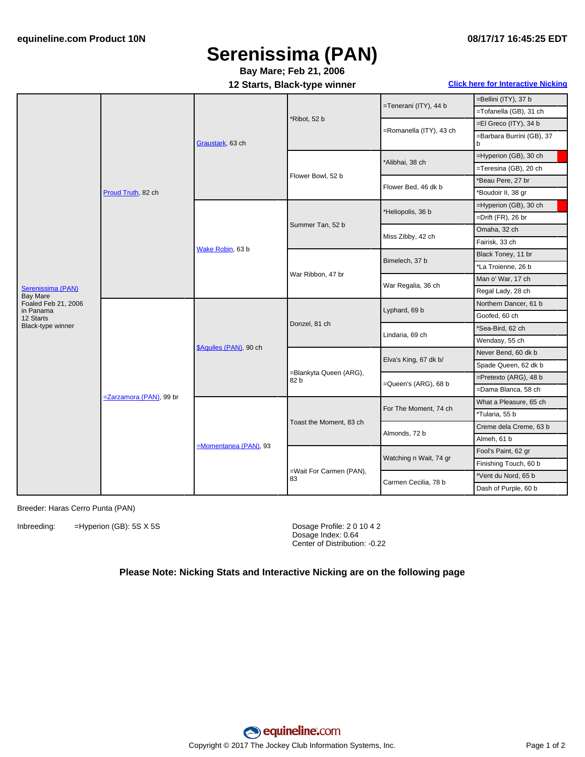# Serenissima (PAN)

**Bay Mare; Feb 21, 2006**

**12 Starts, Black-type winner**

Click here for Interactive Nicking

| Horse | Sire/Dam | Gen 2 | Gen 3 | Gen 4 | Gen 5 |
|---|---|---|---|---|---|
| Serenissima (PAN)<br>Bay Mare<br>Foaled Feb 21, 2006<br>in Panama<br>12 Starts<br>Black-type winner | Proud Truth, 82 ch | Graustark, 63 ch | *Ribot, 52 b | =Tenerani (ITY), 44 b | =Bellini (ITY), 37 b |
| | | | | | =Tofanella (GB), 31 ch |
| | | | | =Romanella (ITY), 43 ch | =El Greco (ITY), 34 b |
| | | | | | =Barbara Burrini (GB), 37 b |
| | | | Flower Bowl, 52 b | *Alibhai, 38 ch | =Hyperion (GB), 30 ch |
| | | | | | =Teresina (GB), 20 ch |
| | | | | Flower Bed, 46 dk b | *Beau Pere, 27 br |
| | | | | | *Boudoir II, 38 gr |
| | | Wake Robin, 63 b | Summer Tan, 52 b | *Heliopolis, 36 b | =Hyperion (GB), 30 ch |
| | | | | | =Drift (FR), 26 br |
| | | | | Miss Zibby, 42 ch | Omaha, 32 ch |
| | | | | | Fairisk, 33 ch |
| | | | War Ribbon, 47 br | Bimelech, 37 b | Black Toney, 11 br |
| | | | | | *La Troienne, 26 b |
| | | | | War Regalia, 36 ch | Man o' War, 17 ch |
| | | | | | Regal Lady, 28 ch |
| | =Zarzamora (PAN), 99 br | $Aquiles (PAN), 90 ch | Donzel, 81 ch | Lyphard, 69 b | Northern Dancer, 61 b |
| | | | | | Goofed, 60 ch |
| | | | | Lindaria, 69 ch | *Sea-Bird, 62 ch |
| | | | | | Wendasy, 55 ch |
| | | | =Blankyta Queen (ARG), 82 b | Elva's King, 67 dk b/ | Never Bend, 60 dk b |
| | | | | | Spade Queen, 62 dk b |
| | | | | =Queen's (ARG), 68 b | =Pretexto (ARG), 48 b |
| | | | | | =Dama Blanca, 58 ch |
| | | =Momentanea (PAN), 93 | Toast the Moment, 83 ch | For The Moment, 74 ch | What a Pleasure, 65 ch |
| | | | | | *Tularia, 55 b |
| | | | | Almonds, 72 b | Creme dela Creme, 63 b |
| | | | | | Almeh, 61 b |
| | | | =Wait For Carmen (PAN), 83 | Watching n Wait, 74 gr | Fool's Paint, 62 gr |
| | | | | | Finishing Touch, 60 b |
| | | | | Carmen Cecilia, 78 b | *Vent du Nord, 65 b |
| | | | | | Dash of Purple, 60 b |

Breeder: Haras Cerro Punta (PAN)

Inbreeding: =Hyperion (GB): 5S X 5S

Dosage Profile: 2 0 10 4 2
Dosage Index: 0.64
Center of Distribution: -0.22

**Please Note: Nicking Stats and Interactive Nicking are on the following page**

Copyright © 2017 The Jockey Club Information Systems, Inc.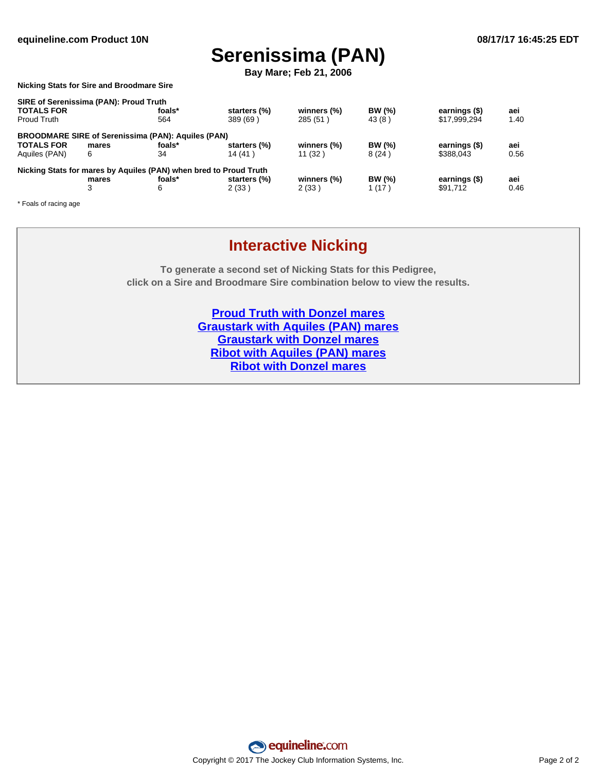# Serenissima (PAN)

**Bay Mare; Feb 21, 2006**

**Nicking Stats for Sire and Broodmare Sire**

**SIRE of Serenissima (PAN): Proud Truth**

| TOTALS FOR | | foals* | starters (%) | winners (%) | BW (%) | earnings ($) | aei |
|---|---|---|---|---|---|---|---|
| Proud Truth | | 564 | 389 (69 ) | 285 (51 ) | 43 (8 ) | $17,999,294 | 1.40 |

**BROODMARE SIRE of Serenissima (PAN): Aquiles (PAN)**

| TOTALS FOR | mares | foals* | starters (%) | winners (%) | BW (%) | earnings ($) | aei |
|---|---|---|---|---|---|---|---|
| Aquiles (PAN) | 6 | 34 | 14 (41 ) | 11 (32 ) | 8 (24 ) | $388,043 | 0.56 |

**Nicking Stats for mares by Aquiles (PAN) when bred to Proud Truth**

| | mares | foals* | starters (%) | winners (%) | BW (%) | earnings ($) | aei |
|---|---|---|---|---|---|---|---|
| | 3 | 6 | 2 (33 ) | 2 (33 ) | 1 (17 ) | $91,712 | 0.46 |

\* Foals of racing age

## Interactive Nicking

**To generate a second set of Nicking Stats for this Pedigree, click on a Sire and Broodmare Sire combination below to view the results.**

**Proud Truth with Donzel mares**
**Graustark with Aquiles (PAN) mares**
**Graustark with Donzel mares**
**Ribot with Aquiles (PAN) mares**
**Ribot with Donzel mares**

equineline.com

Copyright © 2017 The Jockey Club Information Systems, Inc.